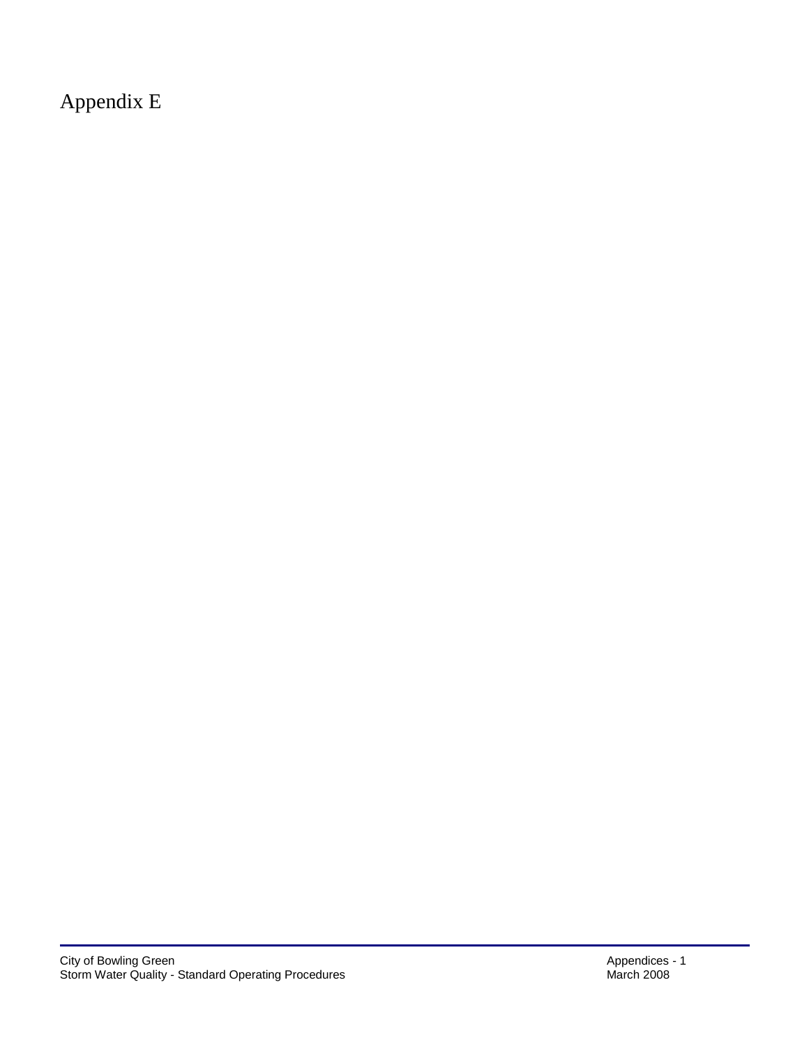# Appendix E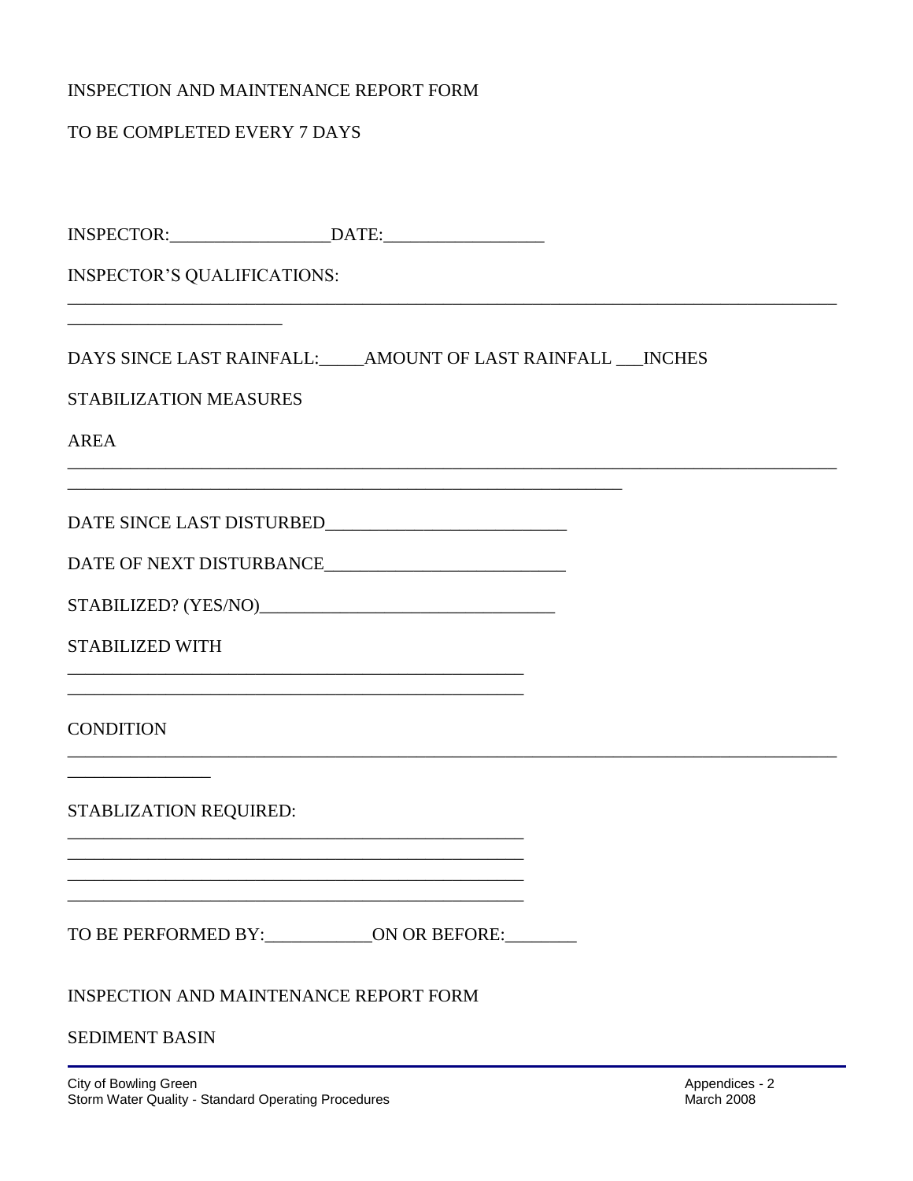INSPECTION AND MAINTENANCE REPORT FORM

TO BE COMPLETED EVERY 7 DAYS

INSPECTOR:__________________DATE:__________________

INSPECTOR'S QUALIFICATIONS:
__________________________________________________________________________________________
________________________

DAYS SINCE LAST RAINFALL:_____AMOUNT OF LAST RAINFALL ___INCHES

STABILIZATION MEASURES

AREA
__________________________________________________________________________________________
_________________________________________________________________

DATE SINCE LAST DISTURBED___________________________

DATE OF NEXT DISTURBANCE___________________________

STABILIZED? (YES/NO)_________________________________

STABILIZED WITH
_____________________________________________________
_____________________________________________________

CONDITION
__________________________________________________________________________________________
________________

STABLIZATION REQUIRED:
_____________________________________________________
_____________________________________________________
_____________________________________________________
_____________________________________________________

TO BE PERFORMED BY:____________ON OR BEFORE:________

INSPECTION AND MAINTENANCE REPORT FORM

SEDIMENT BASIN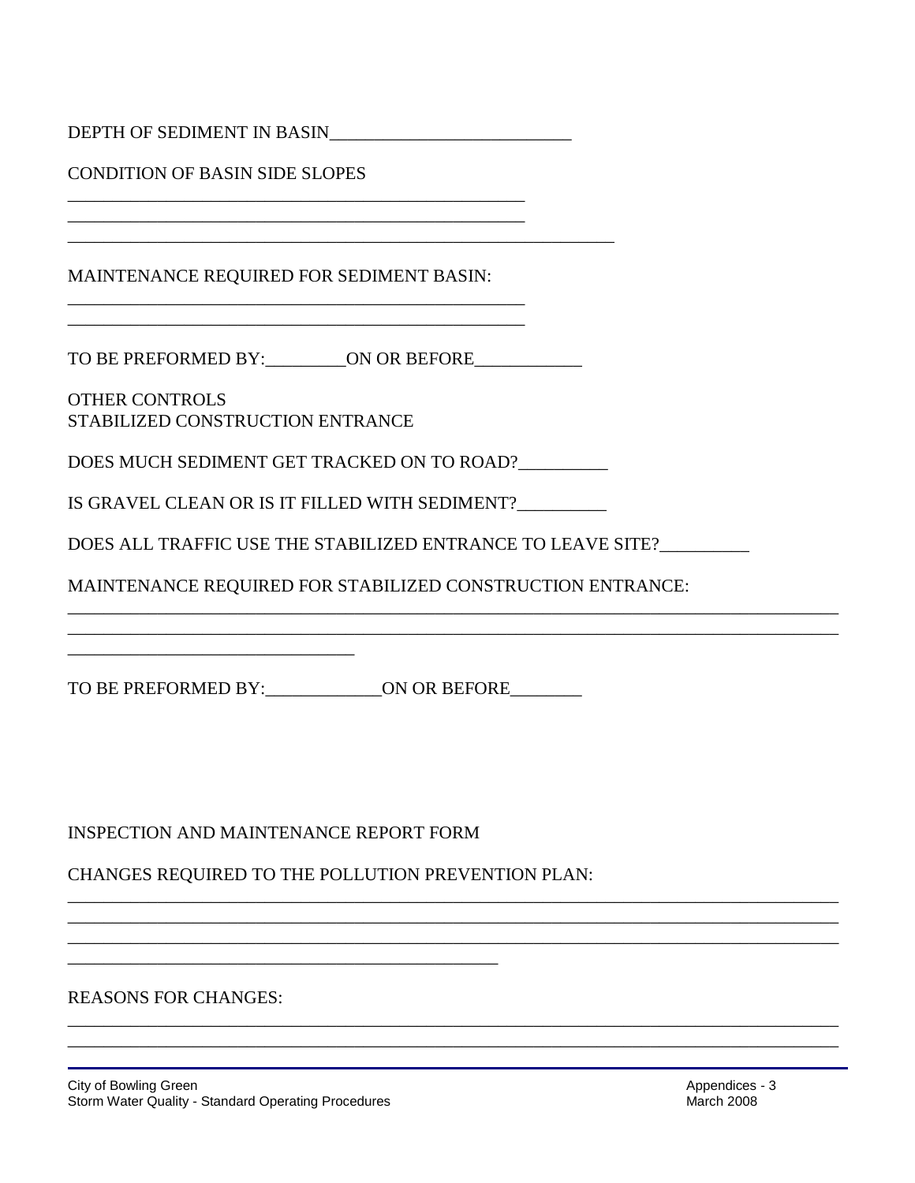DEPTH OF SEDIMENT IN BASIN___________________________

CONDITION OF BASIN SIDE SLOPES

___________________________________________________
___________________________________________________
_____________________________________________________________

MAINTENANCE REQUIRED FOR SEDIMENT BASIN:

___________________________________________________
___________________________________________________

TO BE PREFORMED BY:_________ON OR BEFORE____________

OTHER CONTROLS
STABILIZED CONSTRUCTION ENTRANCE

DOES MUCH SEDIMENT GET TRACKED ON TO ROAD?__________

IS GRAVEL CLEAN OR IS IT FILLED WITH SEDIMENT?__________

DOES ALL TRAFFIC USE THE STABILIZED ENTRANCE TO LEAVE SITE?__________

MAINTENANCE REQUIRED FOR STABILIZED CONSTRUCTION ENTRANCE:

_____________________________________________________________________________________
_____________________________________________________________________________________
________________________________

TO BE PREFORMED BY:_____________ON OR BEFORE________

INSPECTION AND MAINTENANCE REPORT FORM

CHANGES REQUIRED TO THE POLLUTION PREVENTION PLAN:

_____________________________________________________________________________________
_____________________________________________________________________________________
_____________________________________________________________________________________
________________________________________________

REASONS FOR CHANGES:

_____________________________________________________________________________________
_____________________________________________________________________________________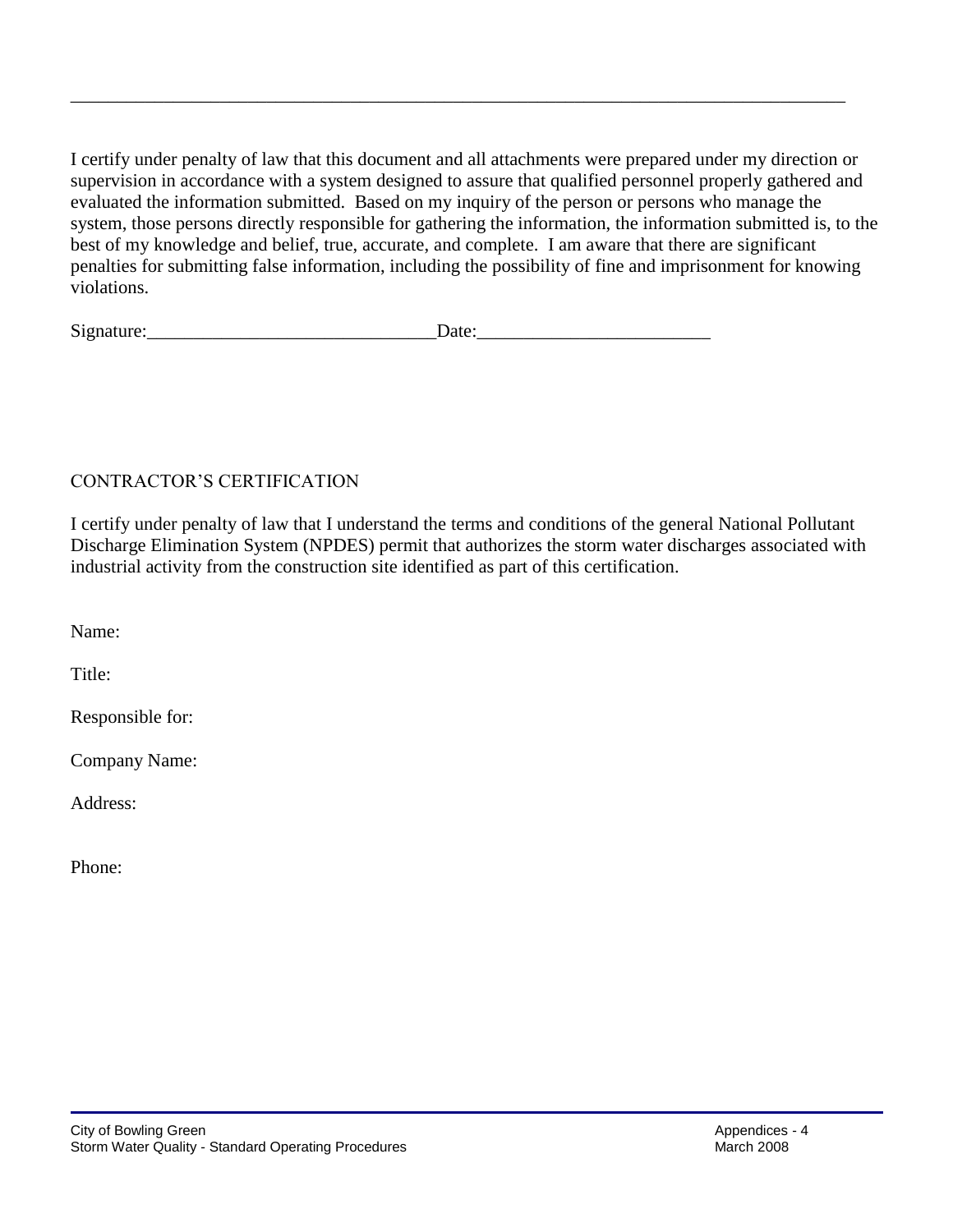______________________________________________________________________________

I certify under penalty of law that this document and all attachments were prepared under my direction or supervision in accordance with a system designed to assure that qualified personnel properly gathered and evaluated the information submitted. Based on my inquiry of the person or persons who manage the system, those persons directly responsible for gathering the information, the information submitted is, to the best of my knowledge and belief, true, accurate, and complete. I am aware that there are significant penalties for submitting false information, including the possibility of fine and imprisonment for knowing violations.

Signature:_______________________________Date:_________________________

CONTRACTOR'S CERTIFICATION

I certify under penalty of law that I understand the terms and conditions of the general National Pollutant Discharge Elimination System (NPDES) permit that authorizes the storm water discharges associated with industrial activity from the construction site identified as part of this certification.

Name:

Title:

Responsible for:

Company Name:

Address:

Phone: